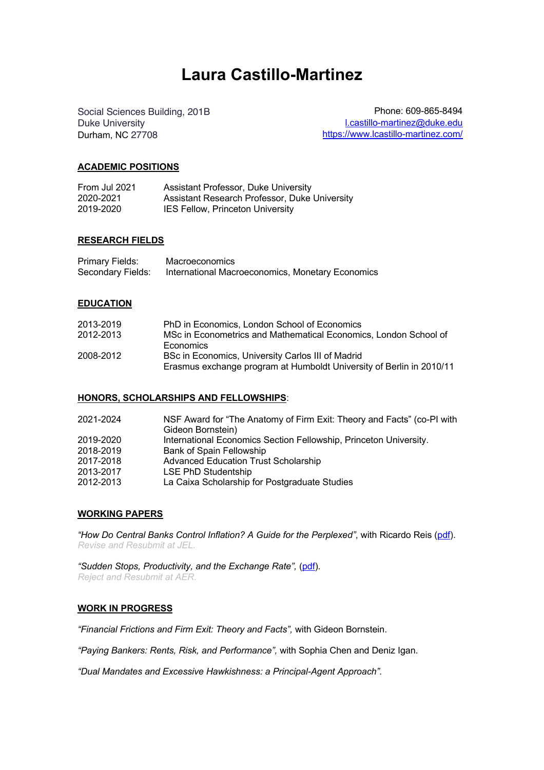# Laura Castillo-Martinez

Social Sciences Building, 201B
Duke University
Durham, NC 27708

Phone: 609-865-8494
[l.castillo-martinez@duke.edu](mailto:l.castillo-martinez@duke.edu)
[https://www.lcastillo-martinez.com/](https://www.lcastillo-martinez.com/)

## ACADEMIC POSITIONS

| | |
|---|---|
| From Jul 2021 | Assistant Professor, Duke University |
| 2020-2021 | Assistant Research Professor, Duke University |
| 2019-2020 | IES Fellow, Princeton University |

## RESEARCH FIELDS

| | |
|---|---|
| Primary Fields: | Macroeconomics |
| Secondary Fields: | International Macroeconomics, Monetary Economics |

## EDUCATION

| | |
|---|---|
| 2013-2019 | PhD in Economics, London School of Economics |
| 2012-2013 | MSc in Econometrics and Mathematical Economics, London School of Economics |
| 2008-2012 | BSc in Economics, University Carlos III of Madrid<br>Erasmus exchange program at Humboldt University of Berlin in 2010/11 |

## HONORS, SCHOLARSHIPS AND FELLOWSHIPS:

| | |
|---|---|
| 2021-2024 | NSF Award for "The Anatomy of Firm Exit: Theory and Facts" (co-PI with Gideon Bornstein) |
| 2019-2020 | International Economics Section Fellowship, Princeton University. |
| 2018-2019 | Bank of Spain Fellowship |
| 2017-2018 | Advanced Education Trust Scholarship |
| 2013-2017 | LSE PhD Studentship |
| 2012-2013 | La Caixa Scholarship for Postgraduate Studies |

## WORKING PAPERS

*"How Do Central Banks Control Inflation? A Guide for the Perplexed"*, with Ricardo Reis (pdf).
*Revise and Resubmit at JEL.*

*"Sudden Stops, Productivity, and the Exchange Rate",* (pdf).
*Reject and Resubmit at AER.*

## WORK IN PROGRESS

*"Financial Frictions and Firm Exit: Theory and Facts",* with Gideon Bornstein.

*"Paying Bankers: Rents, Risk, and Performance",* with Sophia Chen and Deniz Igan.

*"Dual Mandates and Excessive Hawkishness: a Principal-Agent Approach".*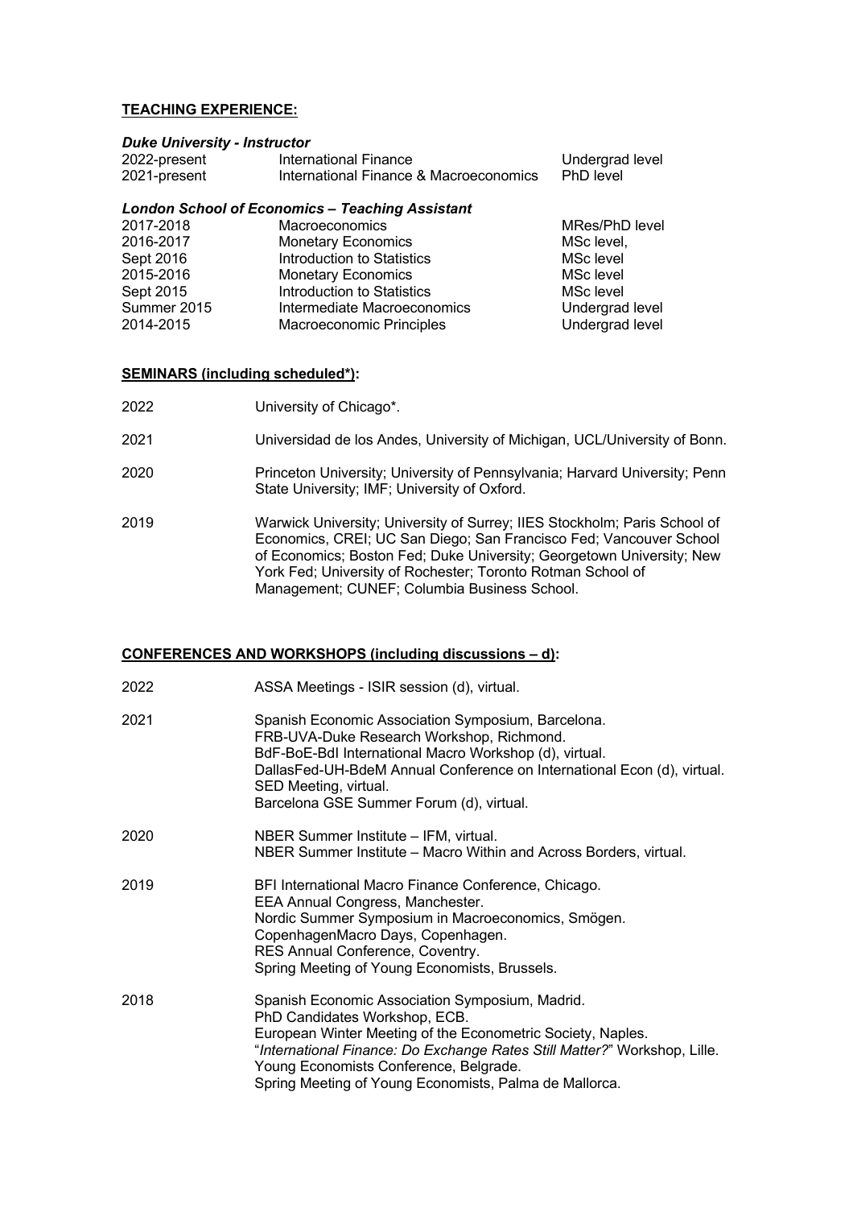## TEACHING EXPERIENCE:

***Duke University - Instructor***

| | | |
|---|---|---|
| 2022-present | International Finance | Undergrad level |
| 2021-present | International Finance & Macroeconomics | PhD level |

***London School of Economics – Teaching Assistant***

| | | |
|---|---|---|
| 2017-2018 | Macroeconomics | MRes/PhD level |
| 2016-2017 | Monetary Economics | MSc level, |
| Sept 2016 | Introduction to Statistics | MSc level |
| 2015-2016 | Monetary Economics | MSc level |
| Sept 2015 | Introduction to Statistics | MSc level |
| Summer 2015 | Intermediate Macroeconomics | Undergrad level |
| 2014-2015 | Macroeconomic Principles | Undergrad level |

## SEMINARS (including scheduled*):

2022 University of Chicago*.

2021 Universidad de los Andes, University of Michigan, UCL/University of Bonn.

2020 Princeton University; University of Pennsylvania; Harvard University; Penn State University; IMF; University of Oxford.

2019 Warwick University; University of Surrey; IIES Stockholm; Paris School of Economics, CREI; UC San Diego; San Francisco Fed; Vancouver School of Economics; Boston Fed; Duke University; Georgetown University; New York Fed; University of Rochester; Toronto Rotman School of Management; CUNEF; Columbia Business School.

## CONFERENCES AND WORKSHOPS (including discussions – d):

2022 ASSA Meetings - ISIR session (d), virtual.

2021 Spanish Economic Association Symposium, Barcelona.
FRB-UVA-Duke Research Workshop, Richmond.
BdF-BoE-BdI International Macro Workshop (d), virtual.
DallasFed-UH-BdeM Annual Conference on International Econ (d), virtual.
SED Meeting, virtual.
Barcelona GSE Summer Forum (d), virtual.

2020 NBER Summer Institute – IFM, virtual.
NBER Summer Institute – Macro Within and Across Borders, virtual.

2019 BFI International Macro Finance Conference, Chicago.
EEA Annual Congress, Manchester.
Nordic Summer Symposium in Macroeconomics, Smögen.
CopenhagenMacro Days, Copenhagen.
RES Annual Conference, Coventry.
Spring Meeting of Young Economists, Brussels.

2018 Spanish Economic Association Symposium, Madrid.
PhD Candidates Workshop, ECB.
European Winter Meeting of the Econometric Society, Naples.
"*International Finance: Do Exchange Rates Still Matter?*" Workshop, Lille.
Young Economists Conference, Belgrade.
Spring Meeting of Young Economists, Palma de Mallorca.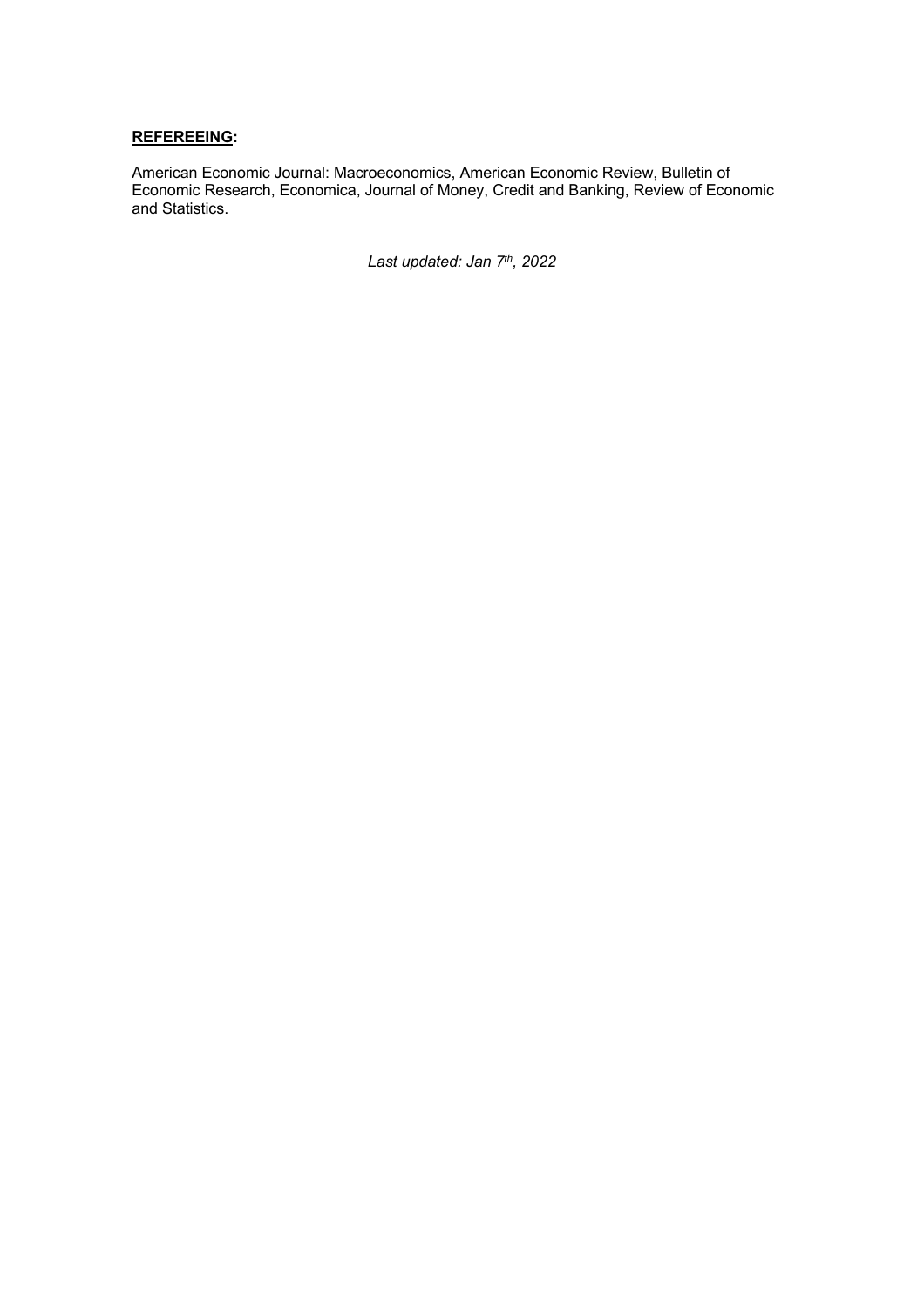**<u>REFEREEING</u>:**

American Economic Journal: Macroeconomics, American Economic Review, Bulletin of Economic Research, Economica, Journal of Money, Credit and Banking, Review of Economic and Statistics.

*Last updated: Jan 7th, 2022*